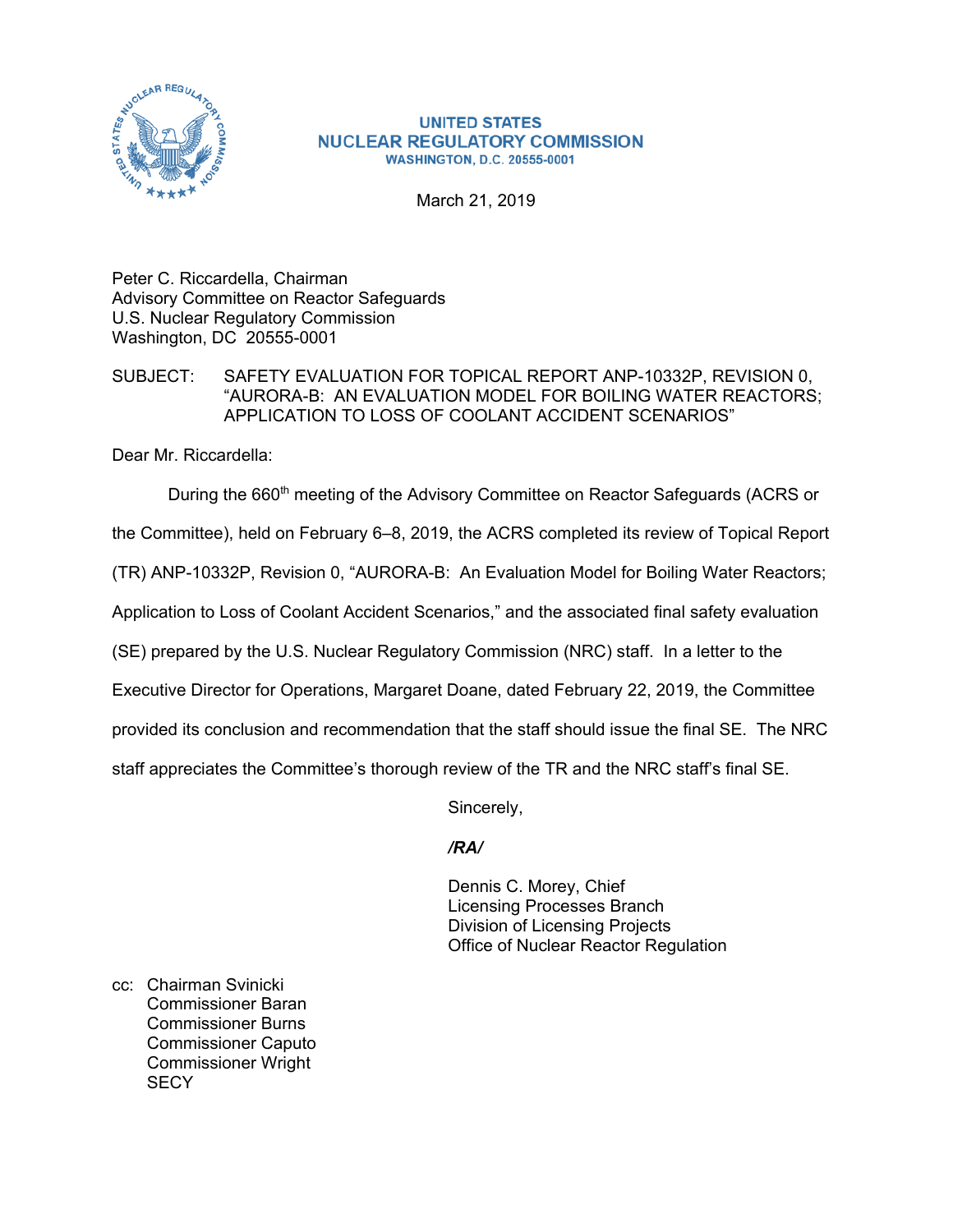**UNITED STATES**
**NUCLEAR REGULATORY COMMISSION**
**WASHINGTON, D.C. 20555-0001**

March 21, 2019

Peter C. Riccardella, Chairman
Advisory Committee on Reactor Safeguards
U.S. Nuclear Regulatory Commission
Washington, DC 20555-0001

SUBJECT: SAFETY EVALUATION FOR TOPICAL REPORT ANP-10332P, REVISION 0, "AURORA-B: AN EVALUATION MODEL FOR BOILING WATER REACTORS; APPLICATION TO LOSS OF COOLANT ACCIDENT SCENARIOS"

Dear Mr. Riccardella:

During the 660th meeting of the Advisory Committee on Reactor Safeguards (ACRS or the Committee), held on February 6–8, 2019, the ACRS completed its review of Topical Report (TR) ANP-10332P, Revision 0, "AURORA-B: An Evaluation Model for Boiling Water Reactors; Application to Loss of Coolant Accident Scenarios," and the associated final safety evaluation (SE) prepared by the U.S. Nuclear Regulatory Commission (NRC) staff. In a letter to the Executive Director for Operations, Margaret Doane, dated February 22, 2019, the Committee provided its conclusion and recommendation that the staff should issue the final SE. The NRC staff appreciates the Committee's thorough review of the TR and the NRC staff's final SE.

Sincerely,

*/RA/*

Dennis C. Morey, Chief
Licensing Processes Branch
Division of Licensing Projects
Office of Nuclear Reactor Regulation

cc: Chairman Svinicki
Commissioner Baran
Commissioner Burns
Commissioner Caputo
Commissioner Wright
SECY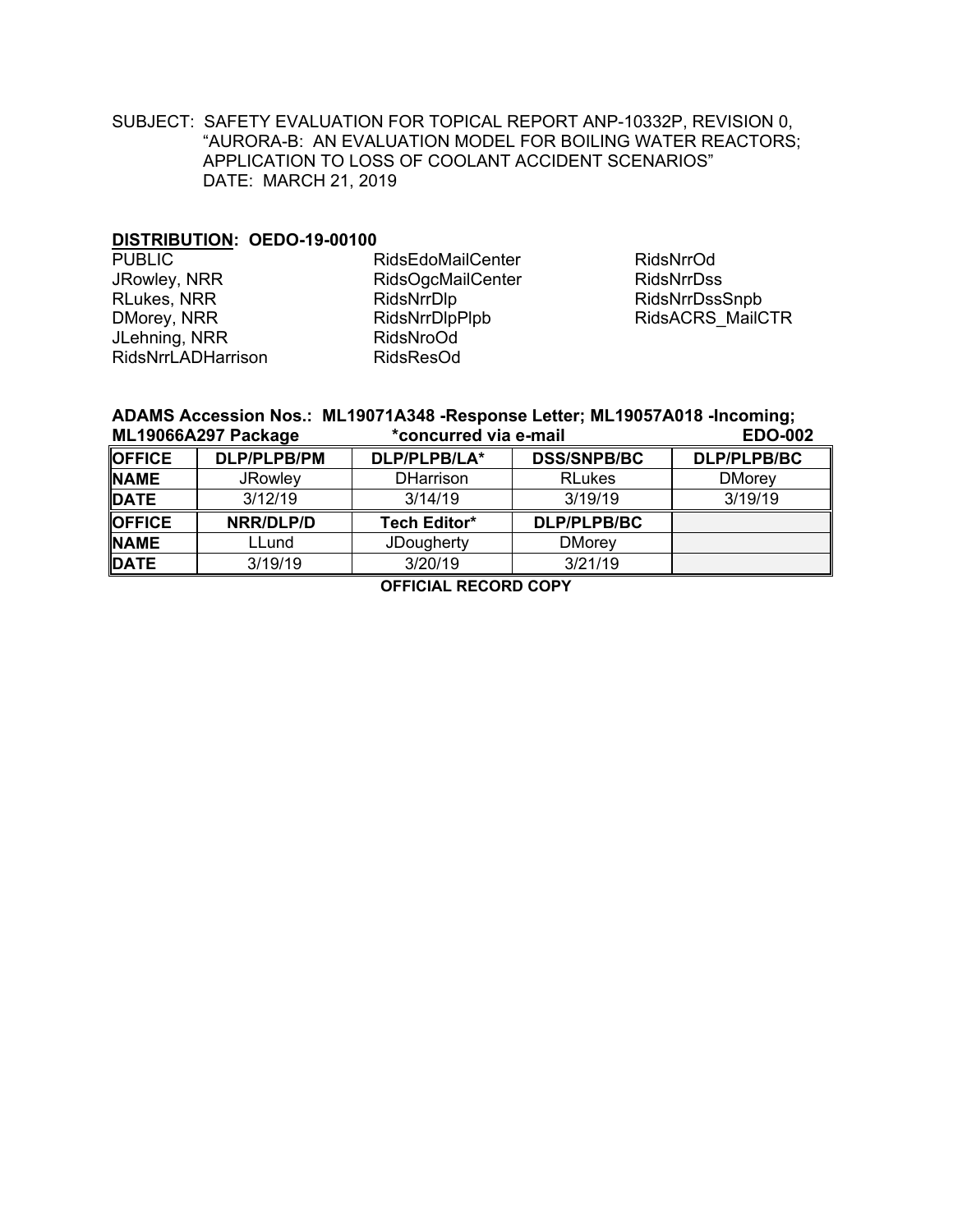SUBJECT: SAFETY EVALUATION FOR TOPICAL REPORT ANP-10332P, REVISION 0, "AURORA-B: AN EVALUATION MODEL FOR BOILING WATER REACTORS; APPLICATION TO LOSS OF COOLANT ACCIDENT SCENARIOS"
DATE: MARCH 21, 2019

**DISTRIBUTION: OEDO-19-00100**

PUBLIC
JRowley, NRR
RLukes, NRR
DMorey, NRR
JLehning, NRR
RidsNrrLADHarrison
RidsEdoMailCenter
RidsOgcMailCenter
RidsNrrDlp
RidsNrrDlpPlpb
RidsNroOd
RidsResOd
RidsNrrOd
RidsNrrDss
RidsNrrDssSnpb
RidsACRS_MailCTR

**ADAMS Accession Nos.: ML19071A348 -Response Letter; ML19057A018 -Incoming; ML19066A297 Package** **\*concurred via e-mail** **EDO-002**

| OFFICE | DLP/PLPB/PM | DLP/PLPB/LA* | DSS/SNPB/BC | DLP/PLPB/BC |
|---|---|---|---|---|
| NAME | JRowley | DHarrison | RLukes | DMorey |
| DATE | 3/12/19 | 3/14/19 | 3/19/19 | 3/19/19 |
| OFFICE | NRR/DLP/D | Tech Editor* | DLP/PLPB/BC | |
| NAME | LLund | JDougherty | DMorey | |
| DATE | 3/19/19 | 3/20/19 | 3/21/19 | |

**OFFICIAL RECORD COPY**